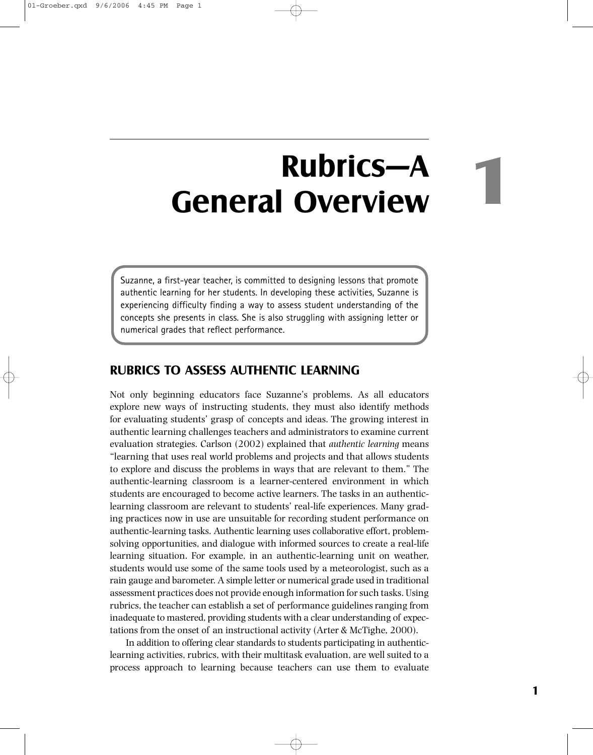# 1 Rubrics—A General Overview

> Suzanne, a first-year teacher, is committed to designing lessons that promote authentic learning for her students. In developing these activities, Suzanne is experiencing difficulty finding a way to assess student understanding of the concepts she presents in class. She is also struggling with assigning letter or numerical grades that reflect performance.

## RUBRICS TO ASSESS AUTHENTIC LEARNING

Not only beginning educators face Suzanne's problems. As all educators explore new ways of instructing students, they must also identify methods for evaluating students' grasp of concepts and ideas. The growing interest in authentic learning challenges teachers and administrators to examine current evaluation strategies. Carlson (2002) explained that *authentic learning* means "learning that uses real world problems and projects and that allows students to explore and discuss the problems in ways that are relevant to them." The authentic-learning classroom is a learner-centered environment in which students are encouraged to become active learners. The tasks in an authentic-learning classroom are relevant to students' real-life experiences. Many grading practices now in use are unsuitable for recording student performance on authentic-learning tasks. Authentic learning uses collaborative effort, problem-solving opportunities, and dialogue with informed sources to create a real-life learning situation. For example, in an authentic-learning unit on weather, students would use some of the same tools used by a meteorologist, such as a rain gauge and barometer. A simple letter or numerical grade used in traditional assessment practices does not provide enough information for such tasks. Using rubrics, the teacher can establish a set of performance guidelines ranging from inadequate to mastered, providing students with a clear understanding of expectations from the onset of an instructional activity (Arter & McTighe, 2000).

In addition to offering clear standards to students participating in authentic-learning activities, rubrics, with their multitask evaluation, are well suited to a process approach to learning because teachers can use them to evaluate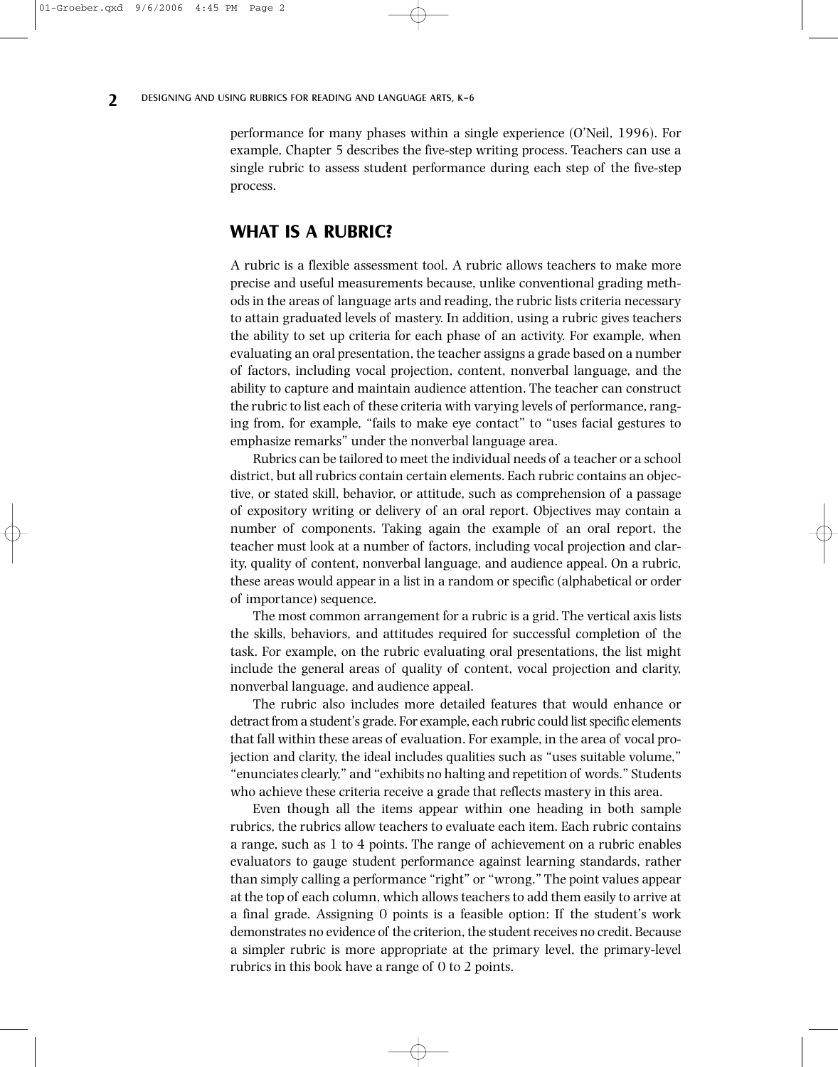performance for many phases within a single experience (O'Neil, 1996). For example, Chapter 5 describes the five-step writing process. Teachers can use a single rubric to assess student performance during each step of the five-step process.

## WHAT IS A RUBRIC?

A rubric is a flexible assessment tool. A rubric allows teachers to make more precise and useful measurements because, unlike conventional grading methods in the areas of language arts and reading, the rubric lists criteria necessary to attain graduated levels of mastery. In addition, using a rubric gives teachers the ability to set up criteria for each phase of an activity. For example, when evaluating an oral presentation, the teacher assigns a grade based on a number of factors, including vocal projection, content, nonverbal language, and the ability to capture and maintain audience attention. The teacher can construct the rubric to list each of these criteria with varying levels of performance, ranging from, for example, "fails to make eye contact" to "uses facial gestures to emphasize remarks" under the nonverbal language area.

Rubrics can be tailored to meet the individual needs of a teacher or a school district, but all rubrics contain certain elements. Each rubric contains an objective, or stated skill, behavior, or attitude, such as comprehension of a passage of expository writing or delivery of an oral report. Objectives may contain a number of components. Taking again the example of an oral report, the teacher must look at a number of factors, including vocal projection and clarity, quality of content, nonverbal language, and audience appeal. On a rubric, these areas would appear in a list in a random or specific (alphabetical or order of importance) sequence.

The most common arrangement for a rubric is a grid. The vertical axis lists the skills, behaviors, and attitudes required for successful completion of the task. For example, on the rubric evaluating oral presentations, the list might include the general areas of quality of content, vocal projection and clarity, nonverbal language, and audience appeal.

The rubric also includes more detailed features that would enhance or detract from a student's grade. For example, each rubric could list specific elements that fall within these areas of evaluation. For example, in the area of vocal projection and clarity, the ideal includes qualities such as "uses suitable volume," "enunciates clearly," and "exhibits no halting and repetition of words." Students who achieve these criteria receive a grade that reflects mastery in this area.

Even though all the items appear within one heading in both sample rubrics, the rubrics allow teachers to evaluate each item. Each rubric contains a range, such as 1 to 4 points. The range of achievement on a rubric enables evaluators to gauge student performance against learning standards, rather than simply calling a performance "right" or "wrong." The point values appear at the top of each column, which allows teachers to add them easily to arrive at a final grade. Assigning 0 points is a feasible option: If the student's work demonstrates no evidence of the criterion, the student receives no credit. Because a simpler rubric is more appropriate at the primary level, the primary-level rubrics in this book have a range of 0 to 2 points.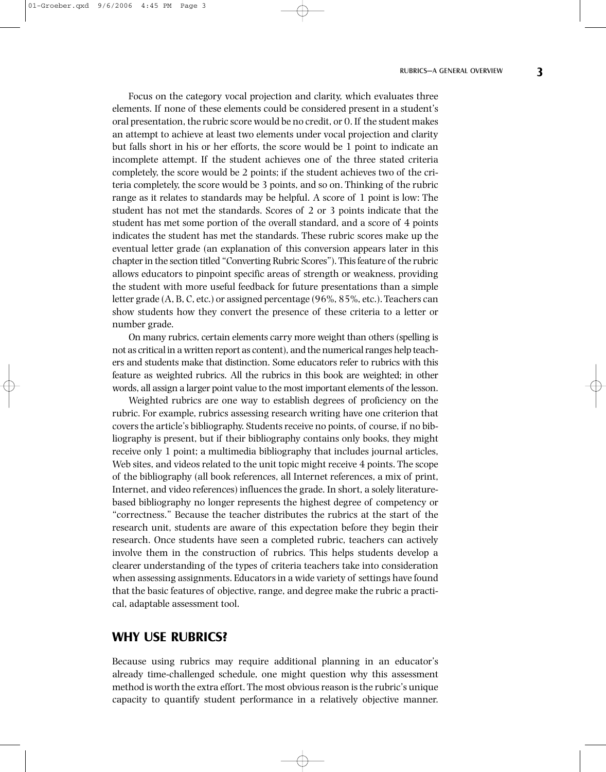Focus on the category vocal projection and clarity, which evaluates three elements. If none of these elements could be considered present in a student's oral presentation, the rubric score would be no credit, or 0. If the student makes an attempt to achieve at least two elements under vocal projection and clarity but falls short in his or her efforts, the score would be 1 point to indicate an incomplete attempt. If the student achieves one of the three stated criteria completely, the score would be 2 points; if the student achieves two of the criteria completely, the score would be 3 points, and so on. Thinking of the rubric range as it relates to standards may be helpful. A score of 1 point is low: The student has not met the standards. Scores of 2 or 3 points indicate that the student has met some portion of the overall standard, and a score of 4 points indicates the student has met the standards. These rubric scores make up the eventual letter grade (an explanation of this conversion appears later in this chapter in the section titled "Converting Rubric Scores"). This feature of the rubric allows educators to pinpoint specific areas of strength or weakness, providing the student with more useful feedback for future presentations than a simple letter grade (A, B, C, etc.) or assigned percentage (96%, 85%, etc.). Teachers can show students how they convert the presence of these criteria to a letter or number grade.

On many rubrics, certain elements carry more weight than others (spelling is not as critical in a written report as content), and the numerical ranges help teachers and students make that distinction. Some educators refer to rubrics with this feature as weighted rubrics. All the rubrics in this book are weighted; in other words, all assign a larger point value to the most important elements of the lesson.

Weighted rubrics are one way to establish degrees of proficiency on the rubric. For example, rubrics assessing research writing have one criterion that covers the article's bibliography. Students receive no points, of course, if no bibliography is present, but if their bibliography contains only books, they might receive only 1 point; a multimedia bibliography that includes journal articles, Web sites, and videos related to the unit topic might receive 4 points. The scope of the bibliography (all book references, all Internet references, a mix of print, Internet, and video references) influences the grade. In short, a solely literature-based bibliography no longer represents the highest degree of competency or "correctness." Because the teacher distributes the rubrics at the start of the research unit, students are aware of this expectation before they begin their research. Once students have seen a completed rubric, teachers can actively involve them in the construction of rubrics. This helps students develop a clearer understanding of the types of criteria teachers take into consideration when assessing assignments. Educators in a wide variety of settings have found that the basic features of objective, range, and degree make the rubric a practical, adaptable assessment tool.

## WHY USE RUBRICS?

Because using rubrics may require additional planning in an educator's already time-challenged schedule, one might question why this assessment method is worth the extra effort. The most obvious reason is the rubric's unique capacity to quantify student performance in a relatively objective manner.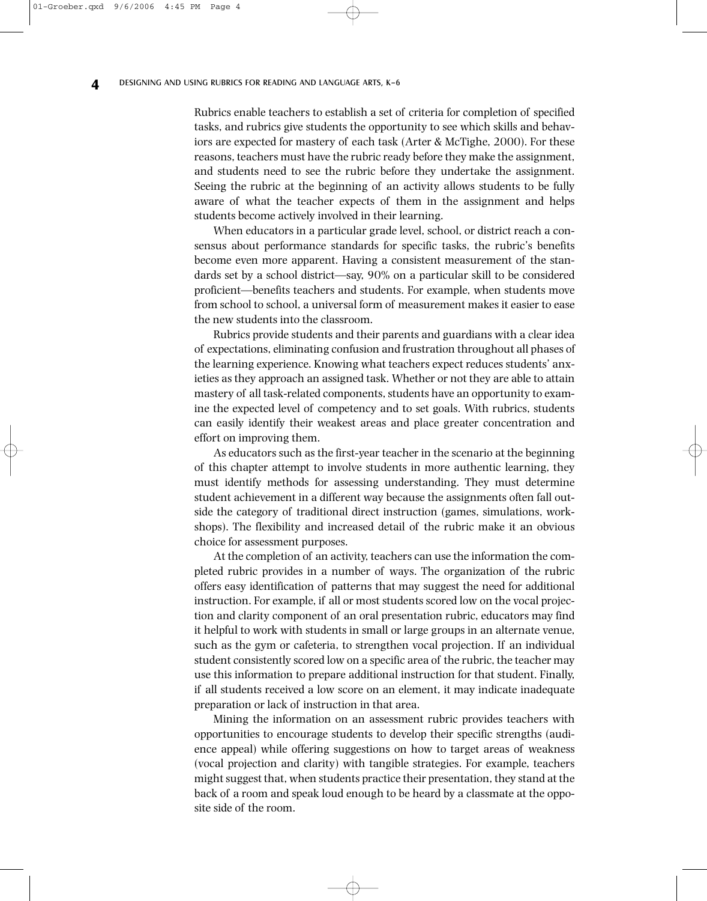Rubrics enable teachers to establish a set of criteria for completion of specified tasks, and rubrics give students the opportunity to see which skills and behaviors are expected for mastery of each task (Arter & McTighe, 2000). For these reasons, teachers must have the rubric ready before they make the assignment, and students need to see the rubric before they undertake the assignment. Seeing the rubric at the beginning of an activity allows students to be fully aware of what the teacher expects of them in the assignment and helps students become actively involved in their learning.

When educators in a particular grade level, school, or district reach a consensus about performance standards for specific tasks, the rubric's benefits become even more apparent. Having a consistent measurement of the standards set by a school district—say, 90% on a particular skill to be considered proficient—benefits teachers and students. For example, when students move from school to school, a universal form of measurement makes it easier to ease the new students into the classroom.

Rubrics provide students and their parents and guardians with a clear idea of expectations, eliminating confusion and frustration throughout all phases of the learning experience. Knowing what teachers expect reduces students' anxieties as they approach an assigned task. Whether or not they are able to attain mastery of all task-related components, students have an opportunity to examine the expected level of competency and to set goals. With rubrics, students can easily identify their weakest areas and place greater concentration and effort on improving them.

As educators such as the first-year teacher in the scenario at the beginning of this chapter attempt to involve students in more authentic learning, they must identify methods for assessing understanding. They must determine student achievement in a different way because the assignments often fall outside the category of traditional direct instruction (games, simulations, workshops). The flexibility and increased detail of the rubric make it an obvious choice for assessment purposes.

At the completion of an activity, teachers can use the information the completed rubric provides in a number of ways. The organization of the rubric offers easy identification of patterns that may suggest the need for additional instruction. For example, if all or most students scored low on the vocal projection and clarity component of an oral presentation rubric, educators may find it helpful to work with students in small or large groups in an alternate venue, such as the gym or cafeteria, to strengthen vocal projection. If an individual student consistently scored low on a specific area of the rubric, the teacher may use this information to prepare additional instruction for that student. Finally, if all students received a low score on an element, it may indicate inadequate preparation or lack of instruction in that area.

Mining the information on an assessment rubric provides teachers with opportunities to encourage students to develop their specific strengths (audience appeal) while offering suggestions on how to target areas of weakness (vocal projection and clarity) with tangible strategies. For example, teachers might suggest that, when students practice their presentation, they stand at the back of a room and speak loud enough to be heard by a classmate at the opposite side of the room.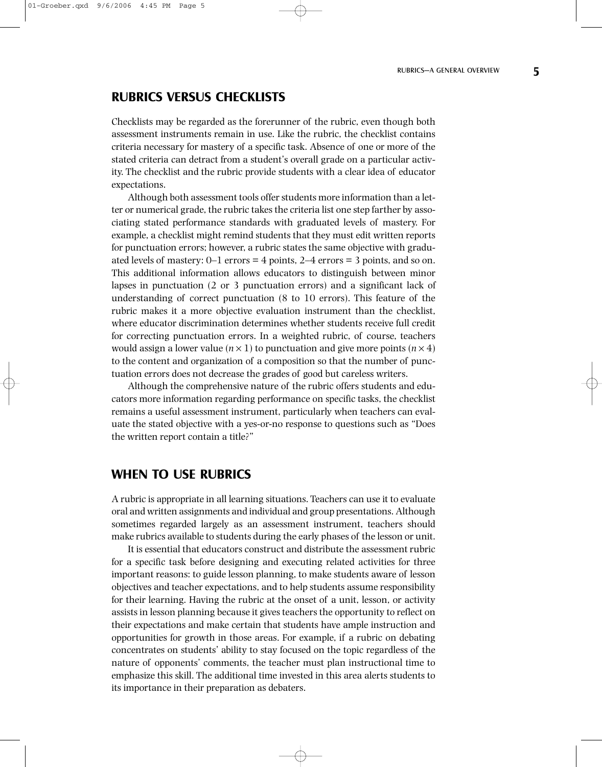## RUBRICS VERSUS CHECKLISTS

Checklists may be regarded as the forerunner of the rubric, even though both assessment instruments remain in use. Like the rubric, the checklist contains criteria necessary for mastery of a specific task. Absence of one or more of the stated criteria can detract from a student's overall grade on a particular activity. The checklist and the rubric provide students with a clear idea of educator expectations.

Although both assessment tools offer students more information than a letter or numerical grade, the rubric takes the criteria list one step farther by associating stated performance standards with graduated levels of mastery. For example, a checklist might remind students that they must edit written reports for punctuation errors; however, a rubric states the same objective with graduated levels of mastery: 0–1 errors = 4 points, 2–4 errors = 3 points, and so on. This additional information allows educators to distinguish between minor lapses in punctuation (2 or 3 punctuation errors) and a significant lack of understanding of correct punctuation (8 to 10 errors). This feature of the rubric makes it a more objective evaluation instrument than the checklist, where educator discrimination determines whether students receive full credit for correcting punctuation errors. In a weighted rubric, of course, teachers would assign a lower value ($n \times 1$) to punctuation and give more points ($n \times 4$) to the content and organization of a composition so that the number of punctuation errors does not decrease the grades of good but careless writers.

Although the comprehensive nature of the rubric offers students and educators more information regarding performance on specific tasks, the checklist remains a useful assessment instrument, particularly when teachers can evaluate the stated objective with a yes-or-no response to questions such as "Does the written report contain a title?"

## WHEN TO USE RUBRICS

A rubric is appropriate in all learning situations. Teachers can use it to evaluate oral and written assignments and individual and group presentations. Although sometimes regarded largely as an assessment instrument, teachers should make rubrics available to students during the early phases of the lesson or unit.

It is essential that educators construct and distribute the assessment rubric for a specific task before designing and executing related activities for three important reasons: to guide lesson planning, to make students aware of lesson objectives and teacher expectations, and to help students assume responsibility for their learning. Having the rubric at the onset of a unit, lesson, or activity assists in lesson planning because it gives teachers the opportunity to reflect on their expectations and make certain that students have ample instruction and opportunities for growth in those areas. For example, if a rubric on debating concentrates on students' ability to stay focused on the topic regardless of the nature of opponents' comments, the teacher must plan instructional time to emphasize this skill. The additional time invested in this area alerts students to its importance in their preparation as debaters.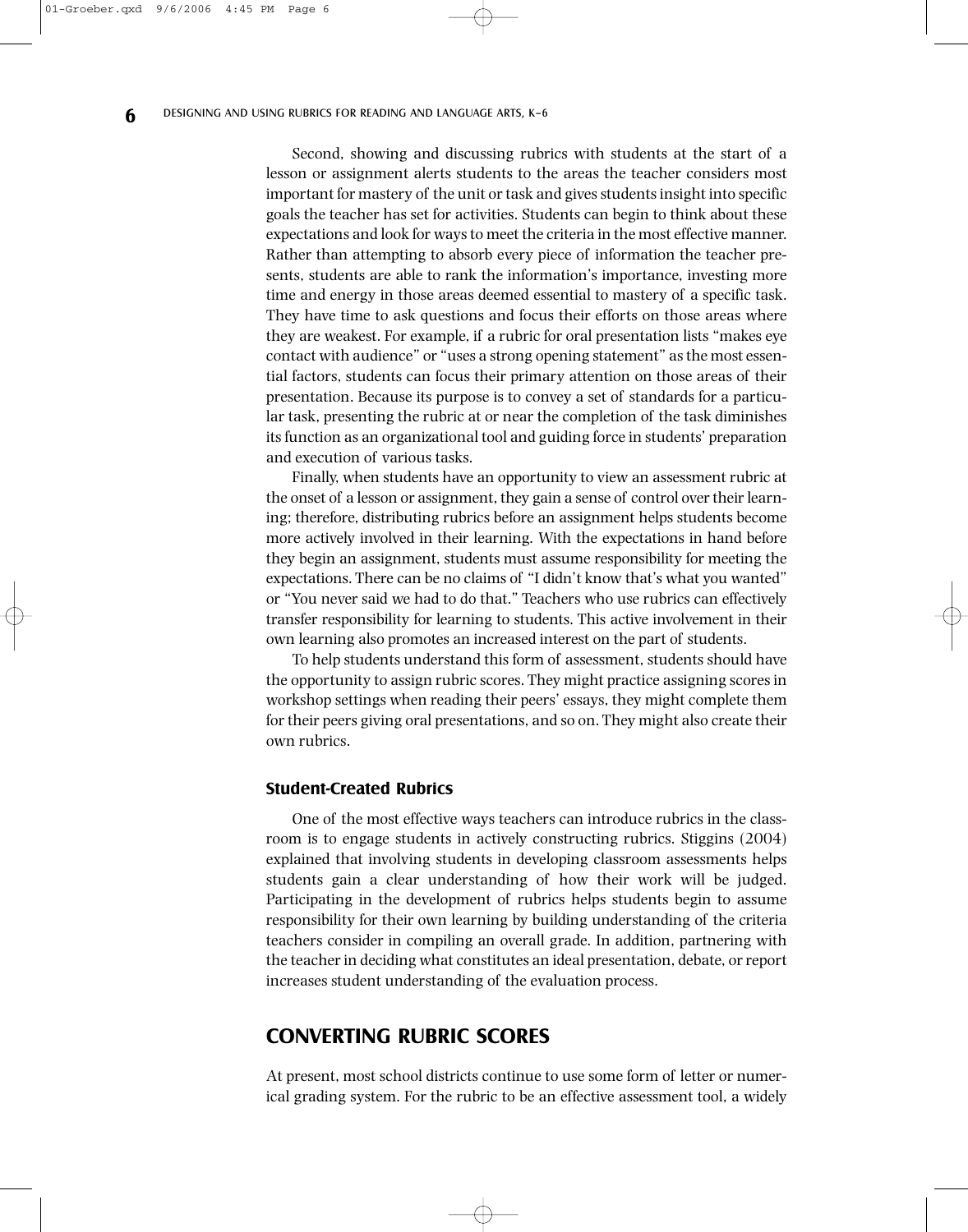Second, showing and discussing rubrics with students at the start of a lesson or assignment alerts students to the areas the teacher considers most important for mastery of the unit or task and gives students insight into specific goals the teacher has set for activities. Students can begin to think about these expectations and look for ways to meet the criteria in the most effective manner. Rather than attempting to absorb every piece of information the teacher presents, students are able to rank the information's importance, investing more time and energy in those areas deemed essential to mastery of a specific task. They have time to ask questions and focus their efforts on those areas where they are weakest. For example, if a rubric for oral presentation lists "makes eye contact with audience" or "uses a strong opening statement" as the most essential factors, students can focus their primary attention on those areas of their presentation. Because its purpose is to convey a set of standards for a particular task, presenting the rubric at or near the completion of the task diminishes its function as an organizational tool and guiding force in students' preparation and execution of various tasks.

Finally, when students have an opportunity to view an assessment rubric at the onset of a lesson or assignment, they gain a sense of control over their learning; therefore, distributing rubrics before an assignment helps students become more actively involved in their learning. With the expectations in hand before they begin an assignment, students must assume responsibility for meeting the expectations. There can be no claims of "I didn't know that's what you wanted" or "You never said we had to do that." Teachers who use rubrics can effectively transfer responsibility for learning to students. This active involvement in their own learning also promotes an increased interest on the part of students.

To help students understand this form of assessment, students should have the opportunity to assign rubric scores. They might practice assigning scores in workshop settings when reading their peers' essays, they might complete them for their peers giving oral presentations, and so on. They might also create their own rubrics.

### Student-Created Rubrics

One of the most effective ways teachers can introduce rubrics in the classroom is to engage students in actively constructing rubrics. Stiggins (2004) explained that involving students in developing classroom assessments helps students gain a clear understanding of how their work will be judged. Participating in the development of rubrics helps students begin to assume responsibility for their own learning by building understanding of the criteria teachers consider in compiling an overall grade. In addition, partnering with the teacher in deciding what constitutes an ideal presentation, debate, or report increases student understanding of the evaluation process.

## CONVERTING RUBRIC SCORES

At present, most school districts continue to use some form of letter or numerical grading system. For the rubric to be an effective assessment tool, a widely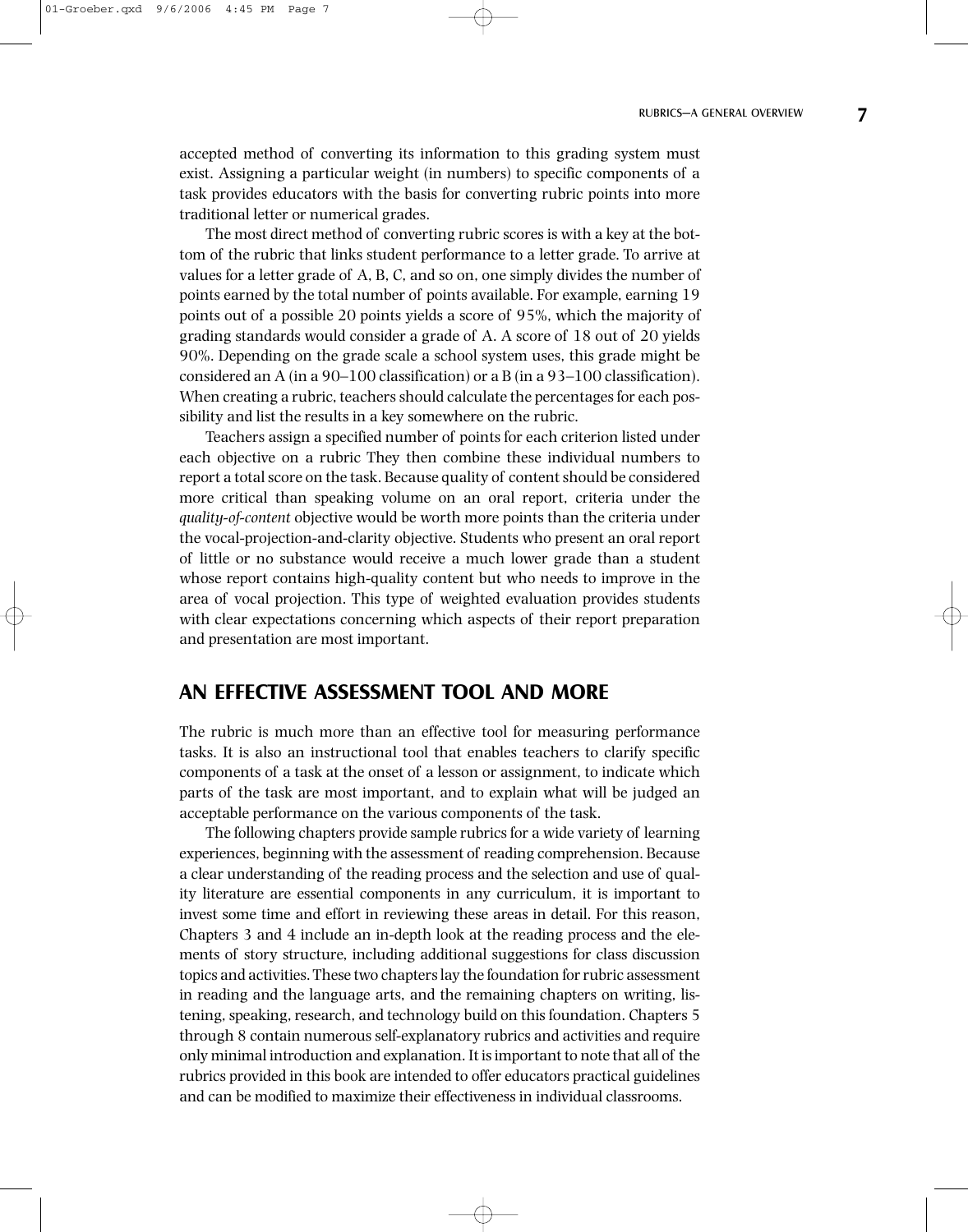accepted method of converting its information to this grading system must exist. Assigning a particular weight (in numbers) to specific components of a task provides educators with the basis for converting rubric points into more traditional letter or numerical grades.

The most direct method of converting rubric scores is with a key at the bottom of the rubric that links student performance to a letter grade. To arrive at values for a letter grade of A, B, C, and so on, one simply divides the number of points earned by the total number of points available. For example, earning 19 points out of a possible 20 points yields a score of 95%, which the majority of grading standards would consider a grade of A. A score of 18 out of 20 yields 90%. Depending on the grade scale a school system uses, this grade might be considered an A (in a 90–100 classification) or a B (in a 93–100 classification). When creating a rubric, teachers should calculate the percentages for each possibility and list the results in a key somewhere on the rubric.

Teachers assign a specified number of points for each criterion listed under each objective on a rubric They then combine these individual numbers to report a total score on the task. Because quality of content should be considered more critical than speaking volume on an oral report, criteria under the *quality-of-content* objective would be worth more points than the criteria under the vocal-projection-and-clarity objective. Students who present an oral report of little or no substance would receive a much lower grade than a student whose report contains high-quality content but who needs to improve in the area of vocal projection. This type of weighted evaluation provides students with clear expectations concerning which aspects of their report preparation and presentation are most important.

## AN EFFECTIVE ASSESSMENT TOOL AND MORE

The rubric is much more than an effective tool for measuring performance tasks. It is also an instructional tool that enables teachers to clarify specific components of a task at the onset of a lesson or assignment, to indicate which parts of the task are most important, and to explain what will be judged an acceptable performance on the various components of the task.

The following chapters provide sample rubrics for a wide variety of learning experiences, beginning with the assessment of reading comprehension. Because a clear understanding of the reading process and the selection and use of quality literature are essential components in any curriculum, it is important to invest some time and effort in reviewing these areas in detail. For this reason, Chapters 3 and 4 include an in-depth look at the reading process and the elements of story structure, including additional suggestions for class discussion topics and activities. These two chapters lay the foundation for rubric assessment in reading and the language arts, and the remaining chapters on writing, listening, speaking, research, and technology build on this foundation. Chapters 5 through 8 contain numerous self-explanatory rubrics and activities and require only minimal introduction and explanation. It is important to note that all of the rubrics provided in this book are intended to offer educators practical guidelines and can be modified to maximize their effectiveness in individual classrooms.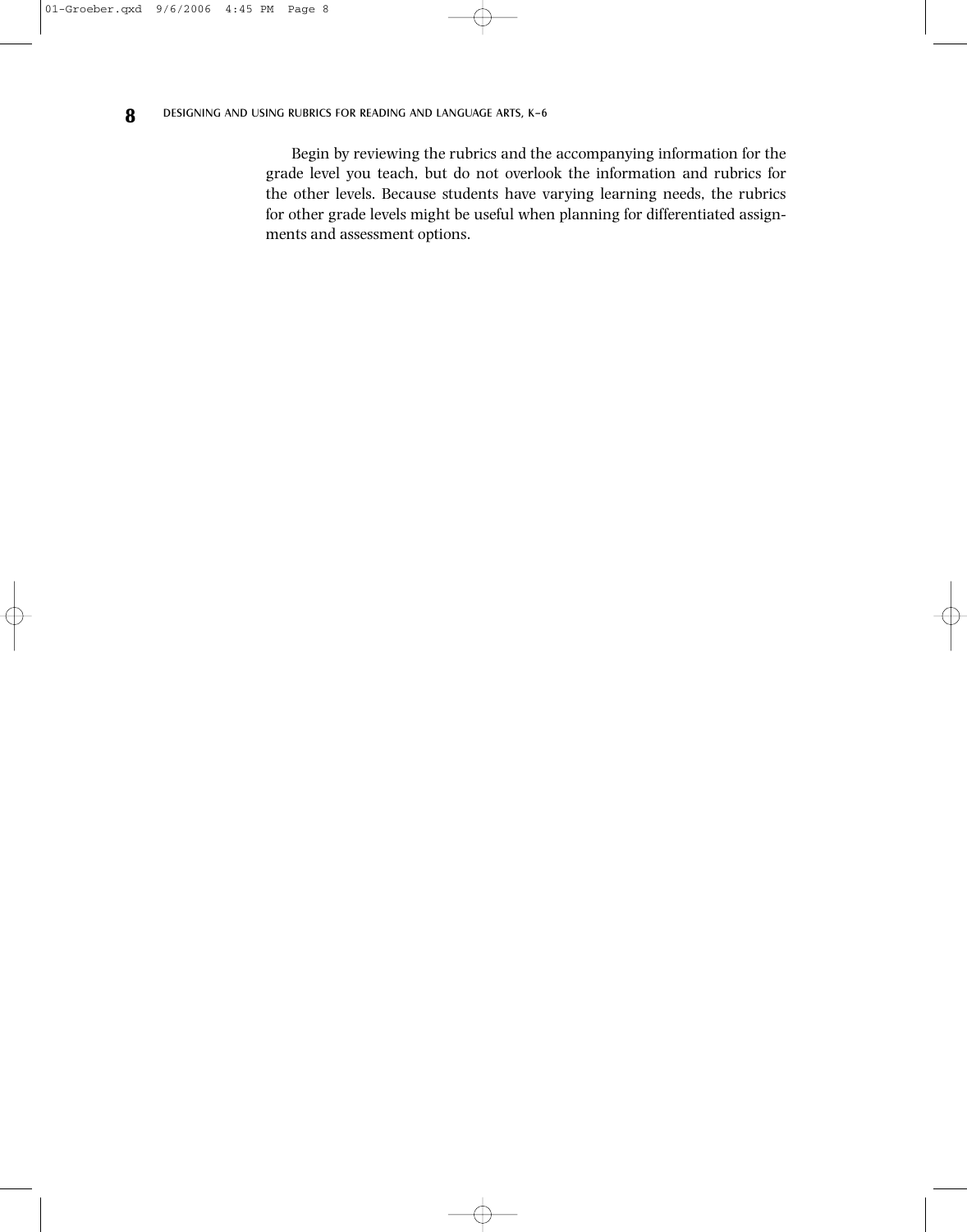Begin by reviewing the rubrics and the accompanying information for the grade level you teach, but do not overlook the information and rubrics for the other levels. Because students have varying learning needs, the rubrics for other grade levels might be useful when planning for differentiated assignments and assessment options.